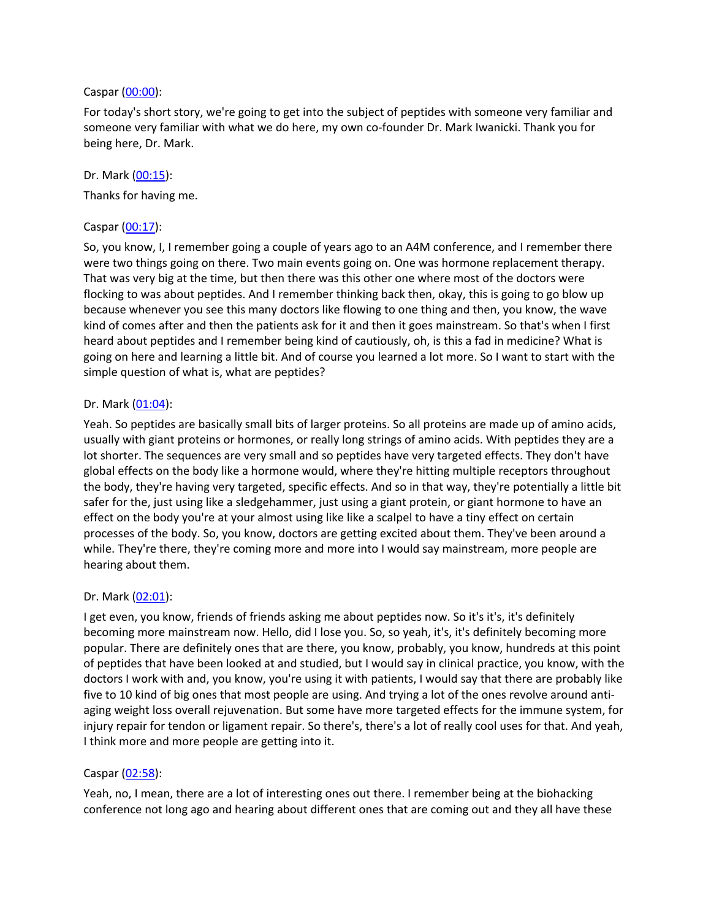Caspar ([00:00](#)):

For today's short story, we're going to get into the subject of peptides with someone very familiar and someone very familiar with what we do here, my own co-founder Dr. Mark Iwanicki. Thank you for being here, Dr. Mark.

Dr. Mark ([00:15](#)):

Thanks for having me.

Caspar ([00:17](#)):

So, you know, I, I remember going a couple of years ago to an A4M conference, and I remember there were two things going on there. Two main events going on. One was hormone replacement therapy. That was very big at the time, but then there was this other one where most of the doctors were flocking to was about peptides. And I remember thinking back then, okay, this is going to go blow up because whenever you see this many doctors like flowing to one thing and then, you know, the wave kind of comes after and then the patients ask for it and then it goes mainstream. So that's when I first heard about peptides and I remember being kind of cautiously, oh, is this a fad in medicine? What is going on here and learning a little bit. And of course you learned a lot more. So I want to start with the simple question of what is, what are peptides?

Dr. Mark ([01:04](#)):

Yeah. So peptides are basically small bits of larger proteins. So all proteins are made up of amino acids, usually with giant proteins or hormones, or really long strings of amino acids. With peptides they are a lot shorter. The sequences are very small and so peptides have very targeted effects. They don't have global effects on the body like a hormone would, where they're hitting multiple receptors throughout the body, they're having very targeted, specific effects. And so in that way, they're potentially a little bit safer for the, just using like a sledgehammer, just using a giant protein, or giant hormone to have an effect on the body you're at your almost using like like a scalpel to have a tiny effect on certain processes of the body. So, you know, doctors are getting excited about them. They've been around a while. They're there, they're coming more and more into I would say mainstream, more people are hearing about them.

Dr. Mark ([02:01](#)):

I get even, you know, friends of friends asking me about peptides now. So it's it's, it's definitely becoming more mainstream now. Hello, did I lose you. So, so yeah, it's, it's definitely becoming more popular. There are definitely ones that are there, you know, probably, you know, hundreds at this point of peptides that have been looked at and studied, but I would say in clinical practice, you know, with the doctors I work with and, you know, you're using it with patients, I would say that there are probably like five to 10 kind of big ones that most people are using. And trying a lot of the ones revolve around anti-aging weight loss overall rejuvenation. But some have more targeted effects for the immune system, for injury repair for tendon or ligament repair. So there's, there's a lot of really cool uses for that. And yeah, I think more and more people are getting into it.

Caspar ([02:58](#)):

Yeah, no, I mean, there are a lot of interesting ones out there. I remember being at the biohacking conference not long ago and hearing about different ones that are coming out and they all have these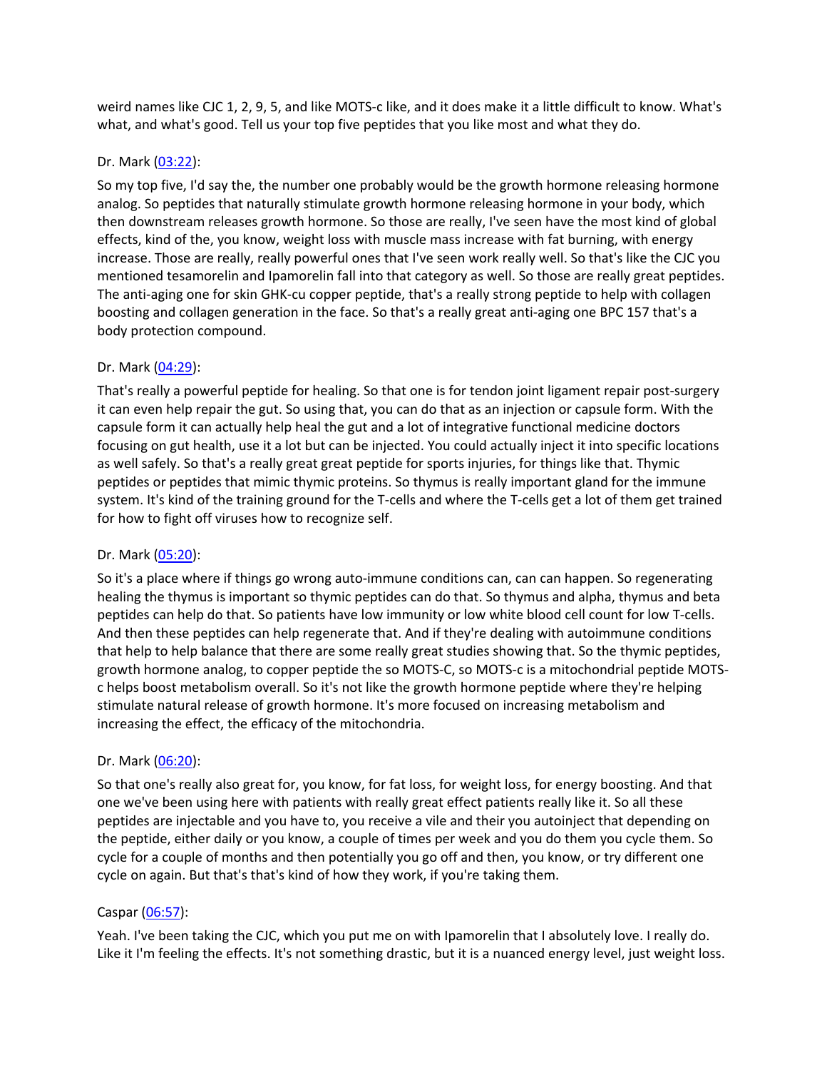weird names like CJC 1, 2, 9, 5, and like MOTS-c like, and it does make it a little difficult to know. What's what, and what's good. Tell us your top five peptides that you like most and what they do.

Dr. Mark ([03:22]):

So my top five, I'd say the, the number one probably would be the growth hormone releasing hormone analog. So peptides that naturally stimulate growth hormone releasing hormone in your body, which then downstream releases growth hormone. So those are really, I've seen have the most kind of global effects, kind of the, you know, weight loss with muscle mass increase with fat burning, with energy increase. Those are really, really powerful ones that I've seen work really well. So that's like the CJC you mentioned tesamorelin and Ipamorelin fall into that category as well. So those are really great peptides. The anti-aging one for skin GHK-cu copper peptide, that's a really strong peptide to help with collagen boosting and collagen generation in the face. So that's a really great anti-aging one BPC 157 that's a body protection compound.

Dr. Mark ([04:29]):

That's really a powerful peptide for healing. So that one is for tendon joint ligament repair post-surgery it can even help repair the gut. So using that, you can do that as an injection or capsule form. With the capsule form it can actually help heal the gut and a lot of integrative functional medicine doctors focusing on gut health, use it a lot but can be injected. You could actually inject it into specific locations as well safely. So that's a really great great peptide for sports injuries, for things like that. Thymic peptides or peptides that mimic thymic proteins. So thymus is really important gland for the immune system. It's kind of the training ground for the T-cells and where the T-cells get a lot of them get trained for how to fight off viruses how to recognize self.

Dr. Mark ([05:20]):

So it's a place where if things go wrong auto-immune conditions can, can can happen. So regenerating healing the thymus is important so thymic peptides can do that. So thymus and alpha, thymus and beta peptides can help do that. So patients have low immunity or low white blood cell count for low T-cells. And then these peptides can help regenerate that. And if they're dealing with autoimmune conditions that help to help balance that there are some really great studies showing that. So the thymic peptides, growth hormone analog, to copper peptide the so MOTS-C, so MOTS-c is a mitochondrial peptide MOTS-c helps boost metabolism overall. So it's not like the growth hormone peptide where they're helping stimulate natural release of growth hormone. It's more focused on increasing metabolism and increasing the effect, the efficacy of the mitochondria.

Dr. Mark ([06:20]):

So that one's really also great for, you know, for fat loss, for weight loss, for energy boosting. And that one we've been using here with patients with really great effect patients really like it. So all these peptides are injectable and you have to, you receive a vile and their you autoinject that depending on the peptide, either daily or you know, a couple of times per week and you do them you cycle them. So cycle for a couple of months and then potentially you go off and then, you know, or try different one cycle on again. But that's that's kind of how they work, if you're taking them.

Caspar ([06:57]):

Yeah. I've been taking the CJC, which you put me on with Ipamorelin that I absolutely love. I really do. Like it I'm feeling the effects. It's not something drastic, but it is a nuanced energy level, just weight loss.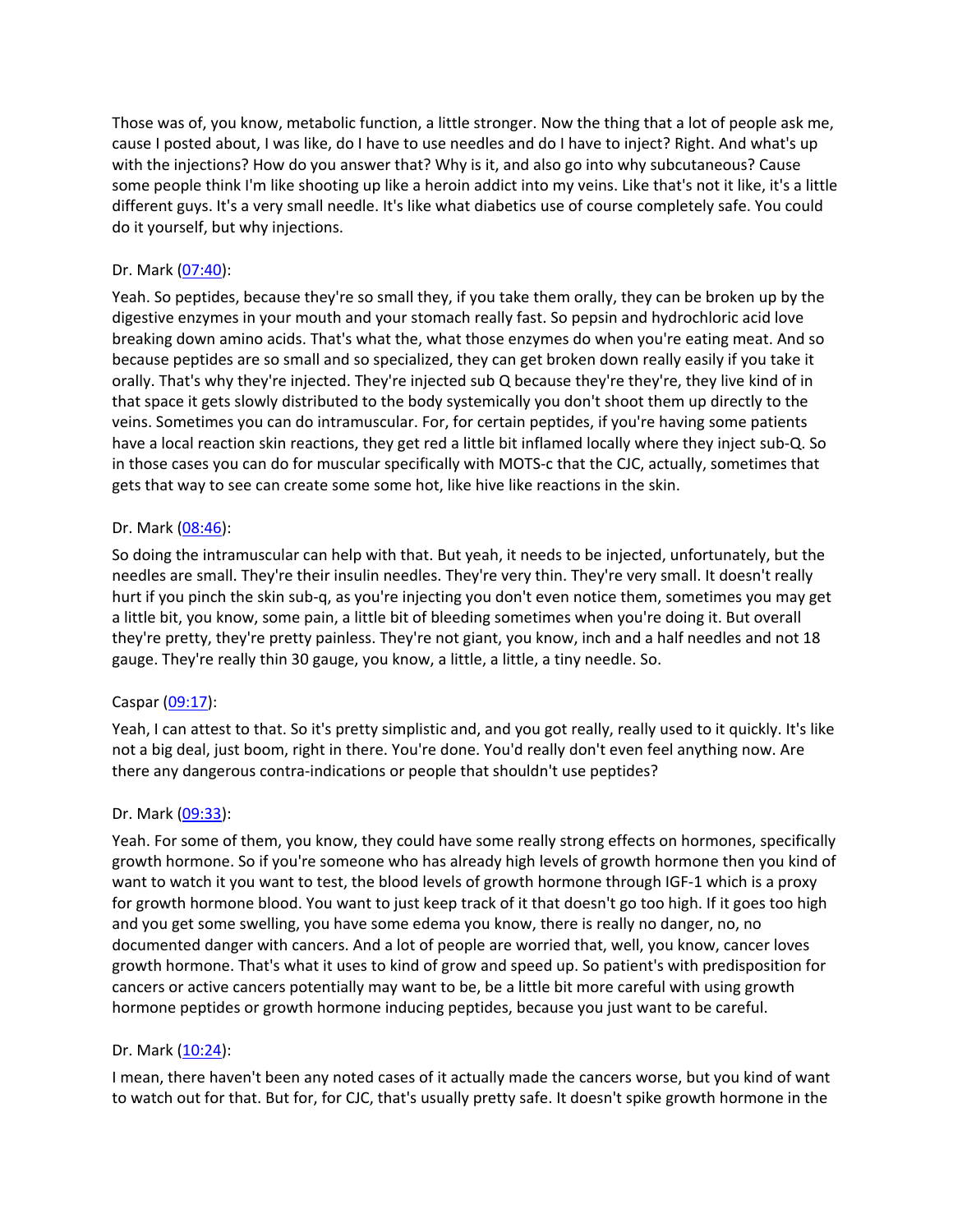Those was of, you know, metabolic function, a little stronger. Now the thing that a lot of people ask me, cause I posted about, I was like, do I have to use needles and do I have to inject? Right. And what's up with the injections? How do you answer that? Why is it, and also go into why subcutaneous? Cause some people think I'm like shooting up like a heroin addict into my veins. Like that's not it like, it's a little different guys. It's a very small needle. It's like what diabetics use of course completely safe. You could do it yourself, but why injections.

Dr. Mark ([07:40]):

Yeah. So peptides, because they're so small they, if you take them orally, they can be broken up by the digestive enzymes in your mouth and your stomach really fast. So pepsin and hydrochloric acid love breaking down amino acids. That's what the, what those enzymes do when you're eating meat. And so because peptides are so small and so specialized, they can get broken down really easily if you take it orally. That's why they're injected. They're injected sub Q because they're they're, they live kind of in that space it gets slowly distributed to the body systemically you don't shoot them up directly to the veins. Sometimes you can do intramuscular. For, for certain peptides, if you're having some patients have a local reaction skin reactions, they get red a little bit inflamed locally where they inject sub-Q. So in those cases you can do for muscular specifically with MOTS-c that the CJC, actually, sometimes that gets that way to see can create some some hot, like hive like reactions in the skin.

Dr. Mark ([08:46]):

So doing the intramuscular can help with that. But yeah, it needs to be injected, unfortunately, but the needles are small. They're their insulin needles. They're very thin. They're very small. It doesn't really hurt if you pinch the skin sub-q, as you're injecting you don't even notice them, sometimes you may get a little bit, you know, some pain, a little bit of bleeding sometimes when you're doing it. But overall they're pretty, they're pretty painless. They're not giant, you know, inch and a half needles and not 18 gauge. They're really thin 30 gauge, you know, a little, a little, a tiny needle. So.

Caspar ([09:17]):

Yeah, I can attest to that. So it's pretty simplistic and, and you got really, really used to it quickly. It's like not a big deal, just boom, right in there. You're done. You'd really don't even feel anything now. Are there any dangerous contra-indications or people that shouldn't use peptides?

Dr. Mark ([09:33]):

Yeah. For some of them, you know, they could have some really strong effects on hormones, specifically growth hormone. So if you're someone who has already high levels of growth hormone then you kind of want to watch it you want to test, the blood levels of growth hormone through IGF-1 which is a proxy for growth hormone blood. You want to just keep track of it that doesn't go too high. If it goes too high and you get some swelling, you have some edema you know, there is really no danger, no, no documented danger with cancers. And a lot of people are worried that, well, you know, cancer loves growth hormone. That's what it uses to kind of grow and speed up. So patient's with predisposition for cancers or active cancers potentially may want to be, be a little bit more careful with using growth hormone peptides or growth hormone inducing peptides, because you just want to be careful.

Dr. Mark ([10:24]):

I mean, there haven't been any noted cases of it actually made the cancers worse, but you kind of want to watch out for that. But for, for CJC, that's usually pretty safe. It doesn't spike growth hormone in the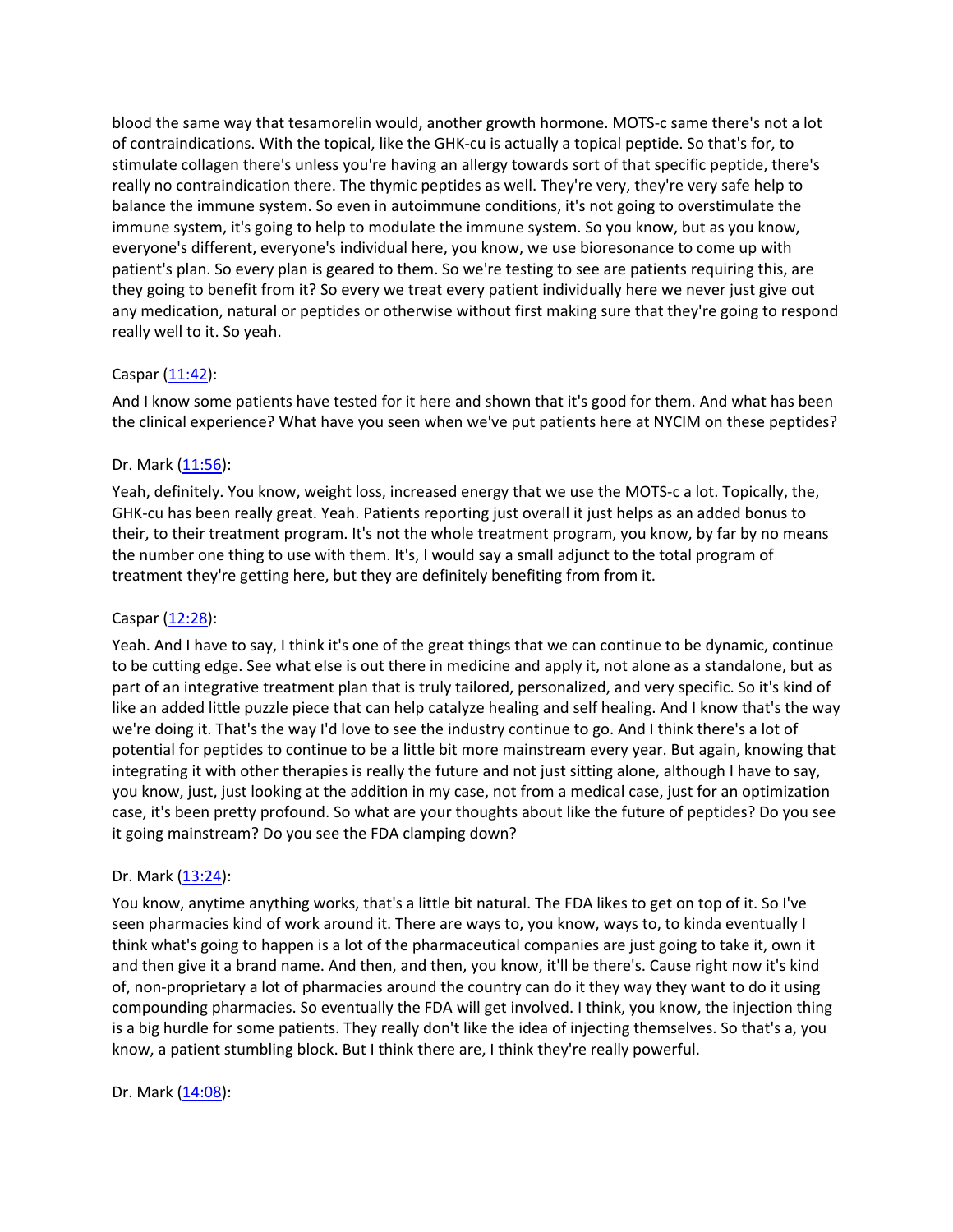blood the same way that tesamorelin would, another growth hormone. MOTS-c same there's not a lot of contraindications. With the topical, like the GHK-cu is actually a topical peptide. So that's for, to stimulate collagen there's unless you're having an allergy towards sort of that specific peptide, there's really no contraindication there. The thymic peptides as well. They're very, they're very safe help to balance the immune system. So even in autoimmune conditions, it's not going to overstimulate the immune system, it's going to help to modulate the immune system. So you know, but as you know, everyone's different, everyone's individual here, you know, we use bioresonance to come up with patient's plan. So every plan is geared to them. So we're testing to see are patients requiring this, are they going to benefit from it? So every we treat every patient individually here we never just give out any medication, natural or peptides or otherwise without first making sure that they're going to respond really well to it. So yeah.

Caspar ([11:42]):

And I know some patients have tested for it here and shown that it's good for them. And what has been the clinical experience? What have you seen when we've put patients here at NYCIM on these peptides?

Dr. Mark ([11:56]):

Yeah, definitely. You know, weight loss, increased energy that we use the MOTS-c a lot. Topically, the, GHK-cu has been really great. Yeah. Patients reporting just overall it just helps as an added bonus to their, to their treatment program. It's not the whole treatment program, you know, by far by no means the number one thing to use with them. It's, I would say a small adjunct to the total program of treatment they're getting here, but they are definitely benefiting from from it.

Caspar ([12:28]):

Yeah. And I have to say, I think it's one of the great things that we can continue to be dynamic, continue to be cutting edge. See what else is out there in medicine and apply it, not alone as a standalone, but as part of an integrative treatment plan that is truly tailored, personalized, and very specific. So it's kind of like an added little puzzle piece that can help catalyze healing and self healing. And I know that's the way we're doing it. That's the way I'd love to see the industry continue to go. And I think there's a lot of potential for peptides to continue to be a little bit more mainstream every year. But again, knowing that integrating it with other therapies is really the future and not just sitting alone, although I have to say, you know, just, just looking at the addition in my case, not from a medical case, just for an optimization case, it's been pretty profound. So what are your thoughts about like the future of peptides? Do you see it going mainstream? Do you see the FDA clamping down?

Dr. Mark ([13:24]):

You know, anytime anything works, that's a little bit natural. The FDA likes to get on top of it. So I've seen pharmacies kind of work around it. There are ways to, you know, ways to, to kinda eventually I think what's going to happen is a lot of the pharmaceutical companies are just going to take it, own it and then give it a brand name. And then, and then, you know, it'll be there's. Cause right now it's kind of, non-proprietary a lot of pharmacies around the country can do it they way they want to do it using compounding pharmacies. So eventually the FDA will get involved. I think, you know, the injection thing is a big hurdle for some patients. They really don't like the idea of injecting themselves. So that's a, you know, a patient stumbling block. But I think there are, I think they're really powerful.

Dr. Mark ([14:08]):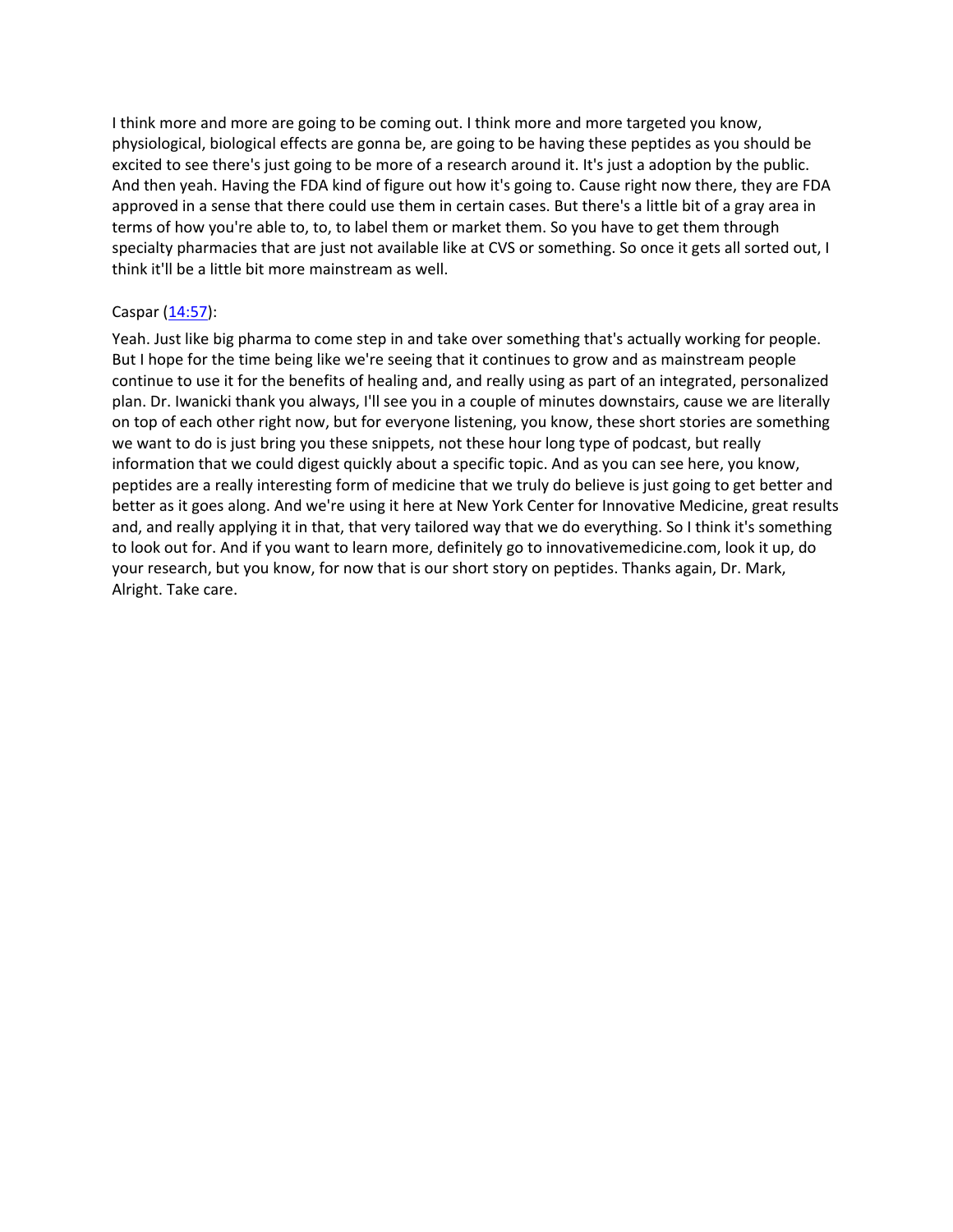I think more and more are going to be coming out. I think more and more targeted you know, physiological, biological effects are gonna be, are going to be having these peptides as you should be excited to see there's just going to be more of a research around it. It's just a adoption by the public. And then yeah. Having the FDA kind of figure out how it's going to. Cause right now there, they are FDA approved in a sense that there could use them in certain cases. But there's a little bit of a gray area in terms of how you're able to, to, to label them or market them. So you have to get them through specialty pharmacies that are just not available like at CVS or something. So once it gets all sorted out, I think it'll be a little bit more mainstream as well.

Caspar ([14:57]):

Yeah. Just like big pharma to come step in and take over something that's actually working for people. But I hope for the time being like we're seeing that it continues to grow and as mainstream people continue to use it for the benefits of healing and, and really using as part of an integrated, personalized plan. Dr. Iwanicki thank you always, I'll see you in a couple of minutes downstairs, cause we are literally on top of each other right now, but for everyone listening, you know, these short stories are something we want to do is just bring you these snippets, not these hour long type of podcast, but really information that we could digest quickly about a specific topic. And as you can see here, you know, peptides are a really interesting form of medicine that we truly do believe is just going to get better and better as it goes along. And we're using it here at New York Center for Innovative Medicine, great results and, and really applying it in that, that very tailored way that we do everything. So I think it's something to look out for. And if you want to learn more, definitely go to innovativemedicine.com, look it up, do your research, but you know, for now that is our short story on peptides. Thanks again, Dr. Mark, Alright. Take care.